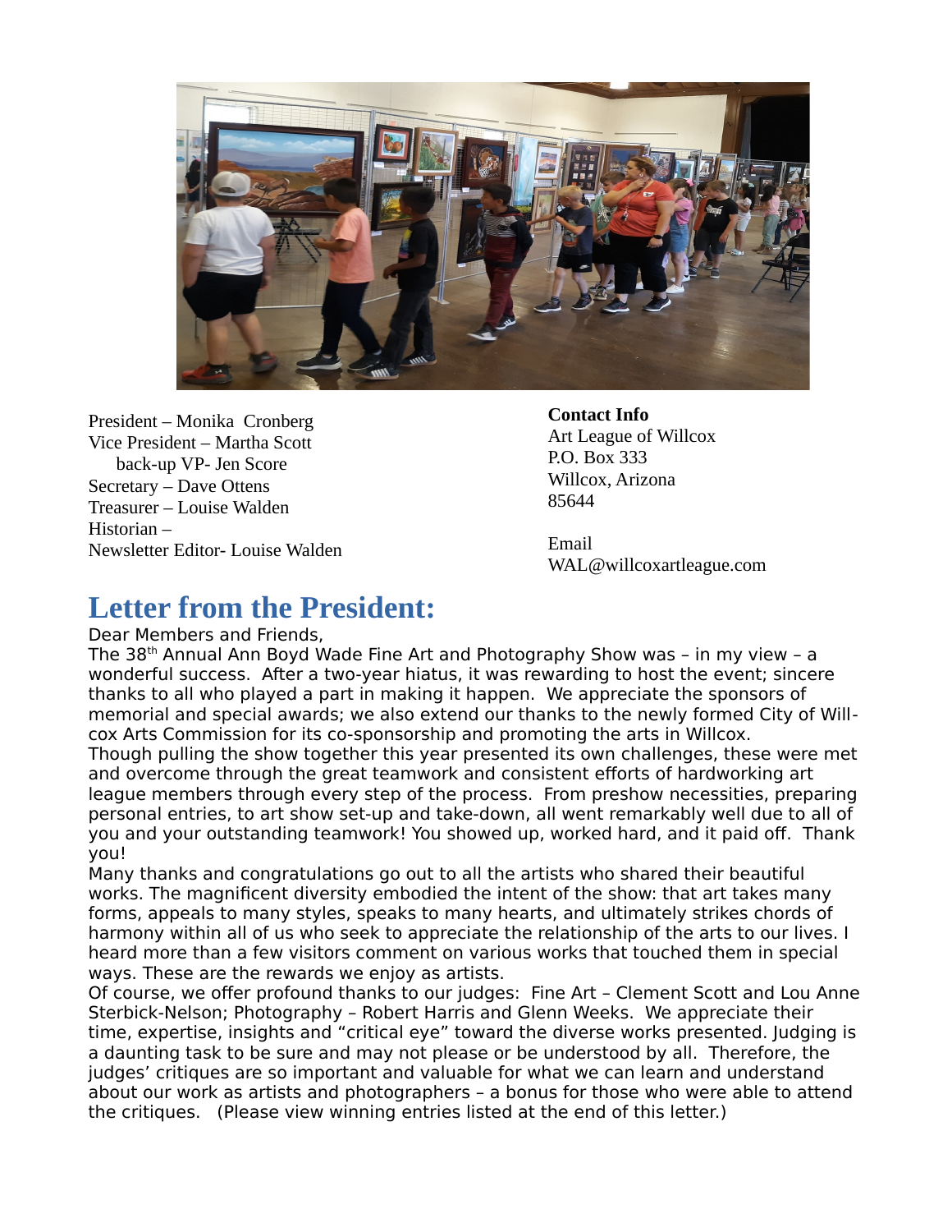President – Monika Cronberg
Vice President – Martha Scott
back-up VP- Jen Score
Secretary – Dave Ottens
Treasurer – Louise Walden
Historian –
Newsletter Editor- Louise Walden

**Contact Info**
Art League of Willcox
P.O. Box 333
Willcox, Arizona
85644

Email
WAL@willcoxartleague.com

# Letter from the President:

Dear Members and Friends,

The 38th Annual Ann Boyd Wade Fine Art and Photography Show was – in my view – a wonderful success. After a two-year hiatus, it was rewarding to host the event; sincere thanks to all who played a part in making it happen. We appreciate the sponsors of memorial and special awards; we also extend our thanks to the newly formed City of Willcox Arts Commission for its co-sponsorship and promoting the arts in Willcox.

Though pulling the show together this year presented its own challenges, these were met and overcome through the great teamwork and consistent efforts of hardworking art league members through every step of the process. From preshow necessities, preparing personal entries, to art show set-up and take-down, all went remarkably well due to all of you and your outstanding teamwork! You showed up, worked hard, and it paid off. Thank you!

Many thanks and congratulations go out to all the artists who shared their beautiful works. The magnificent diversity embodied the intent of the show: that art takes many forms, appeals to many styles, speaks to many hearts, and ultimately strikes chords of harmony within all of us who seek to appreciate the relationship of the arts to our lives. I heard more than a few visitors comment on various works that touched them in special ways. These are the rewards we enjoy as artists.

Of course, we offer profound thanks to our judges: Fine Art – Clement Scott and Lou Anne Sterbick-Nelson; Photography – Robert Harris and Glenn Weeks. We appreciate their time, expertise, insights and "critical eye" toward the diverse works presented. Judging is a daunting task to be sure and may not please or be understood by all. Therefore, the judges' critiques are so important and valuable for what we can learn and understand about our work as artists and photographers – a bonus for those who were able to attend the critiques. (Please view winning entries listed at the end of this letter.)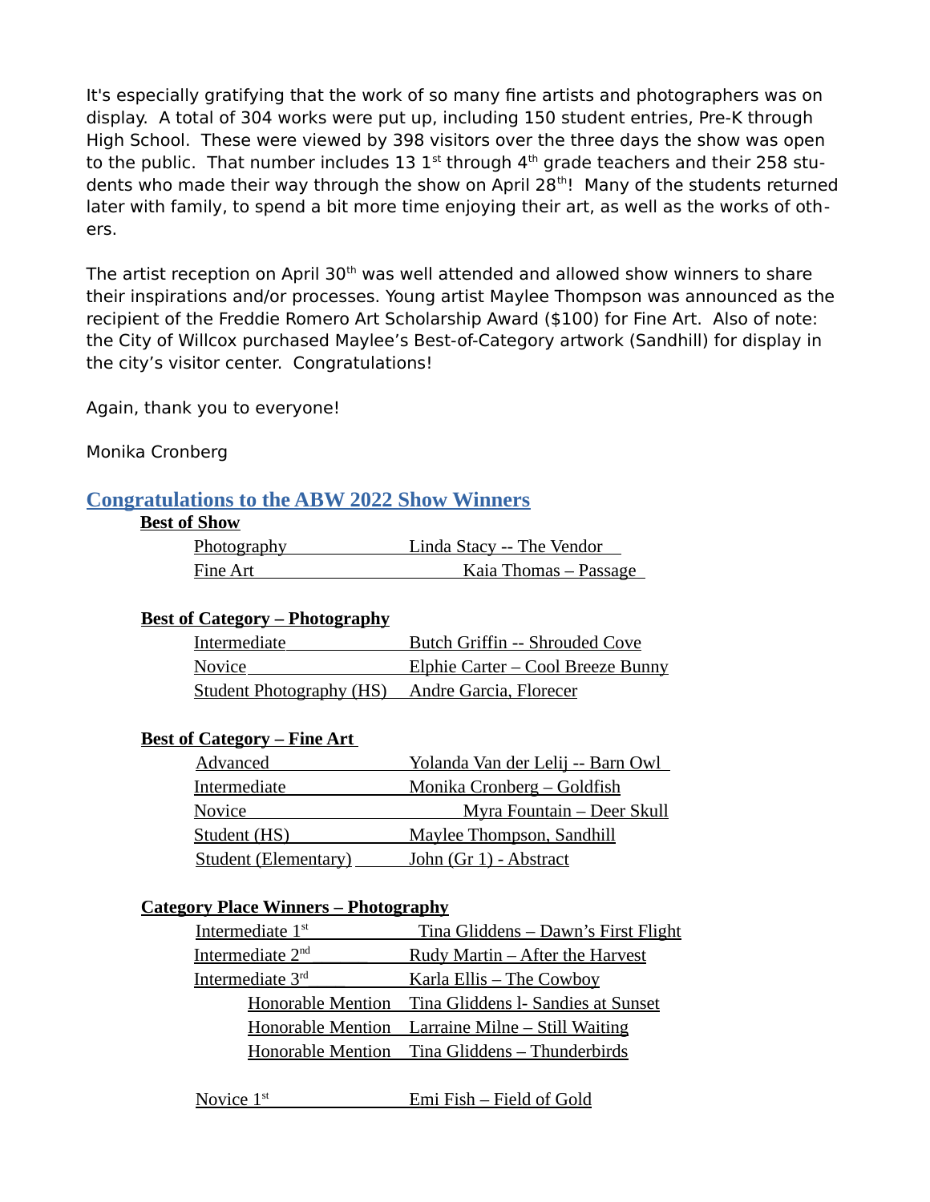It's especially gratifying that the work of so many fine artists and photographers was on display. A total of 304 works were put up, including 150 student entries, Pre-K through High School. These were viewed by 398 visitors over the three days the show was open to the public. That number includes 13 1st through 4th grade teachers and their 258 students who made their way through the show on April 28th! Many of the students returned later with family, to spend a bit more time enjoying their art, as well as the works of others.

The artist reception on April 30th was well attended and allowed show winners to share their inspirations and/or processes. Young artist Maylee Thompson was announced as the recipient of the Freddie Romero Art Scholarship Award ($100) for Fine Art. Also of note: the City of Willcox purchased Maylee's Best-of-Category artwork (Sandhill) for display in the city's visitor center. Congratulations!

Again, thank you to everyone!

Monika Cronberg

## Congratulations to the ABW 2022 Show Winners

**Best of Show**

| | |
|---|---|
| Photography | Linda Stacy -- The Vendor |
| Fine Art | Kaia Thomas – Passage |

**Best of Category – Photography**

| | |
|---|---|
| Intermediate | Butch Griffin -- Shrouded Cove |
| Novice | Elphie Carter – Cool Breeze Bunny |
| Student Photography (HS) | Andre Garcia, Florecer |

**Best of Category – Fine Art**

| | |
|---|---|
| Advanced | Yolanda Van der Lelij -- Barn Owl |
| Intermediate | Monika Cronberg – Goldfish |
| Novice | Myra Fountain – Deer Skull |
| Student (HS) | Maylee Thompson, Sandhill |
| Student (Elementary) | John (Gr 1) - Abstract |

**Category Place Winners – Photography**

| | |
|---|---|
| Intermediate 1st | Tina Gliddens – Dawn's First Flight |
| Intermediate 2nd | Rudy Martin – After the Harvest |
| Intermediate 3rd | Karla Ellis – The Cowboy |
| Honorable Mention | Tina Gliddens l- Sandies at Sunset |
| Honorable Mention | Larraine Milne – Still Waiting |
| Honorable Mention | Tina Gliddens – Thunderbirds |
| | |
| Novice 1st | Emi Fish – Field of Gold |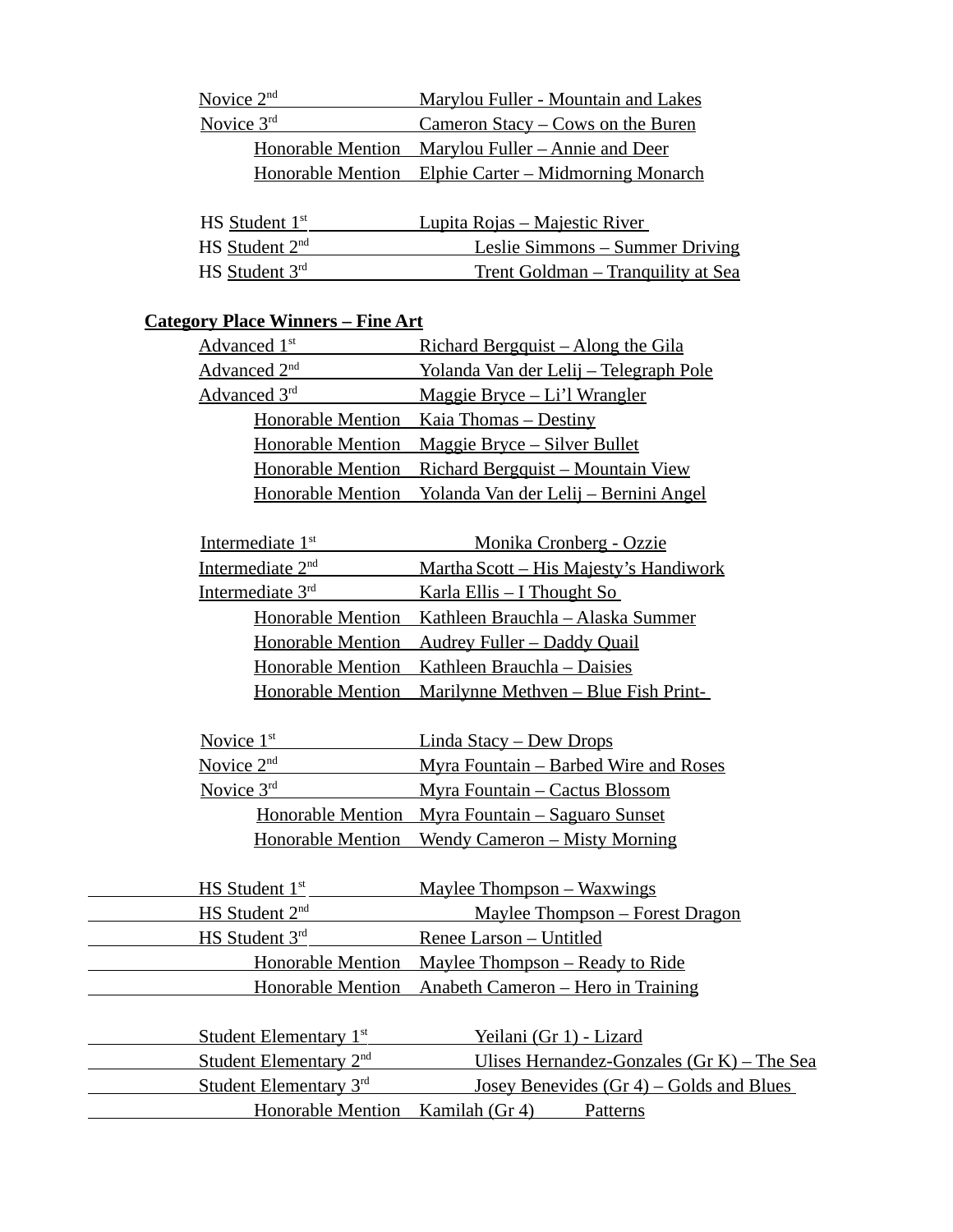Novice 2nd — Marylou Fuller - Mountain and Lakes
Novice 3rd — Cameron Stacy – Cows on the Buren
Honorable Mention — Marylou Fuller – Annie and Deer
Honorable Mention — Elphie Carter – Midmorning Monarch

HS Student 1st — Lupita Rojas – Majestic River
HS Student 2nd — Leslie Simmons – Summer Driving
HS Student 3rd — Trent Goldman – Tranquility at Sea

**Category Place Winners – Fine Art**

Advanced 1st — Richard Bergquist – Along the Gila
Advanced 2nd — Yolanda Van der Lelij – Telegraph Pole
Advanced 3rd — Maggie Bryce – Li'l Wrangler
Honorable Mention — Kaia Thomas – Destiny
Honorable Mention — Maggie Bryce – Silver Bullet
Honorable Mention — Richard Bergquist – Mountain View
Honorable Mention — Yolanda Van der Lelij – Bernini Angel

Intermediate 1st — Monika Cronberg - Ozzie
Intermediate 2nd — Martha Scott – His Majesty's Handiwork
Intermediate 3rd — Karla Ellis – I Thought So
Honorable Mention — Kathleen Brauchla – Alaska Summer
Honorable Mention — Audrey Fuller – Daddy Quail
Honorable Mention — Kathleen Brauchla – Daisies
Honorable Mention — Marilynne Methven – Blue Fish Print-

Novice 1st — Linda Stacy – Dew Drops
Novice 2nd — Myra Fountain – Barbed Wire and Roses
Novice 3rd — Myra Fountain – Cactus Blossom
Honorable Mention — Myra Fountain – Saguaro Sunset
Honorable Mention — Wendy Cameron – Misty Morning

HS Student 1st — Maylee Thompson – Waxwings
HS Student 2nd — Maylee Thompson – Forest Dragon
HS Student 3rd — Renee Larson – Untitled
Honorable Mention — Maylee Thompson – Ready to Ride
Honorable Mention — Anabeth Cameron – Hero in Training

Student Elementary 1st — Yeilani (Gr 1) - Lizard
Student Elementary 2nd — Ulises Hernandez-Gonzales (Gr K) – The Sea
Student Elementary 3rd — Josey Benevides (Gr 4) – Golds and Blues
Honorable Mention — Kamilah (Gr 4) Patterns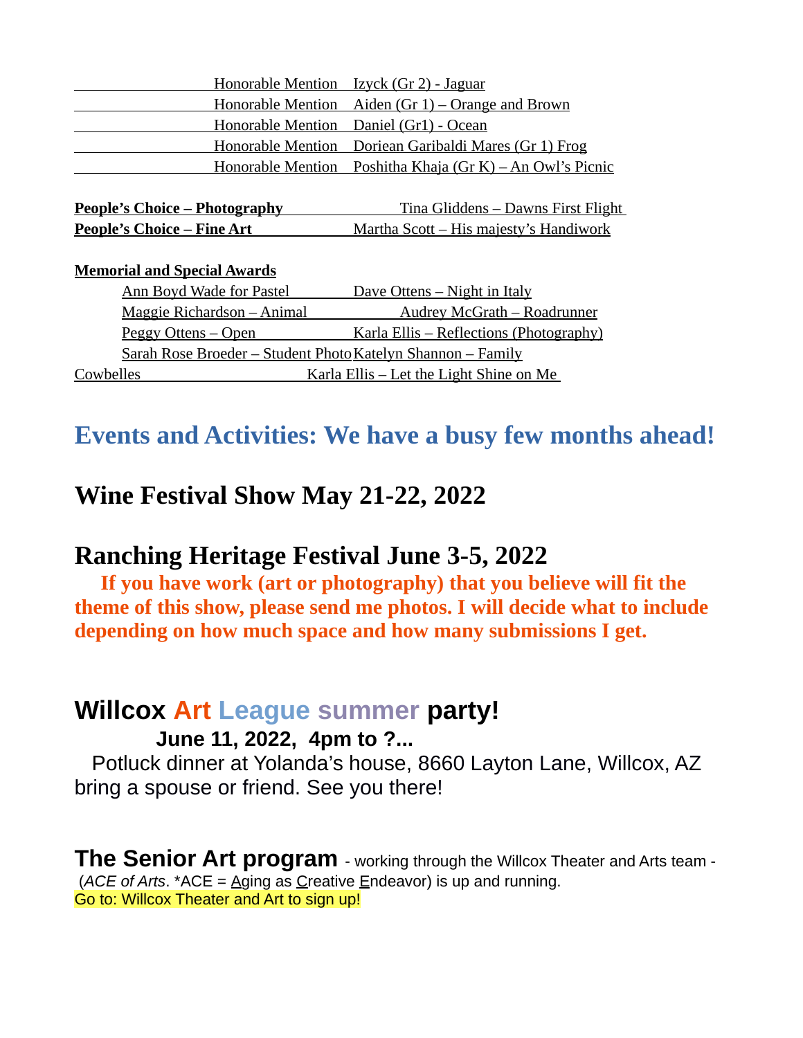| | |
|---|---|
| Honorable Mention | Izyck (Gr 2) - Jaguar |
| Honorable Mention | Aiden (Gr 1) – Orange and Brown |
| Honorable Mention | Daniel (Gr1) - Ocean |
| Honorable Mention | Doriean Garibaldi Mares (Gr 1) Frog |
| Honorable Mention | Poshitha Khaja (Gr K) – An Owl's Picnic |

**People's Choice – Photography** Tina Gliddens – Dawns First Flight
**People's Choice – Fine Art** Martha Scott – His majesty's Handiwork

**Memorial and Special Awards**

| | |
|---|---|
| Ann Boyd Wade for Pastel | Dave Ottens – Night in Italy |
| Maggie Richardson – Animal | Audrey McGrath – Roadrunner |
| Peggy Ottens – Open | Karla Ellis – Reflections (Photography) |
| Sarah Rose Broeder – Student Photo | Katelyn Shannon – Family |
| Cowbelles | Karla Ellis – Let the Light Shine on Me |

## Events and Activities: We have a busy few months ahead!

## Wine Festival Show May 21-22, 2022

## Ranching Heritage Festival June 3-5, 2022

**If you have work (art or photography) that you believe will fit the theme of this show, please send me photos. I will decide what to include depending on how much space and how many submissions I get.**

## Willcox Art League summer party!

**June 11, 2022, 4pm to ?...**

Potluck dinner at Yolanda's house, 8660 Layton Lane, Willcox, AZ bring a spouse or friend. See you there!

**The Senior Art program** - working through the Willcox Theater and Arts team - (*ACE of Arts*. *ACE = Aging as Creative Endeavor) is up and running.

Go to: Willcox Theater and Art to sign up!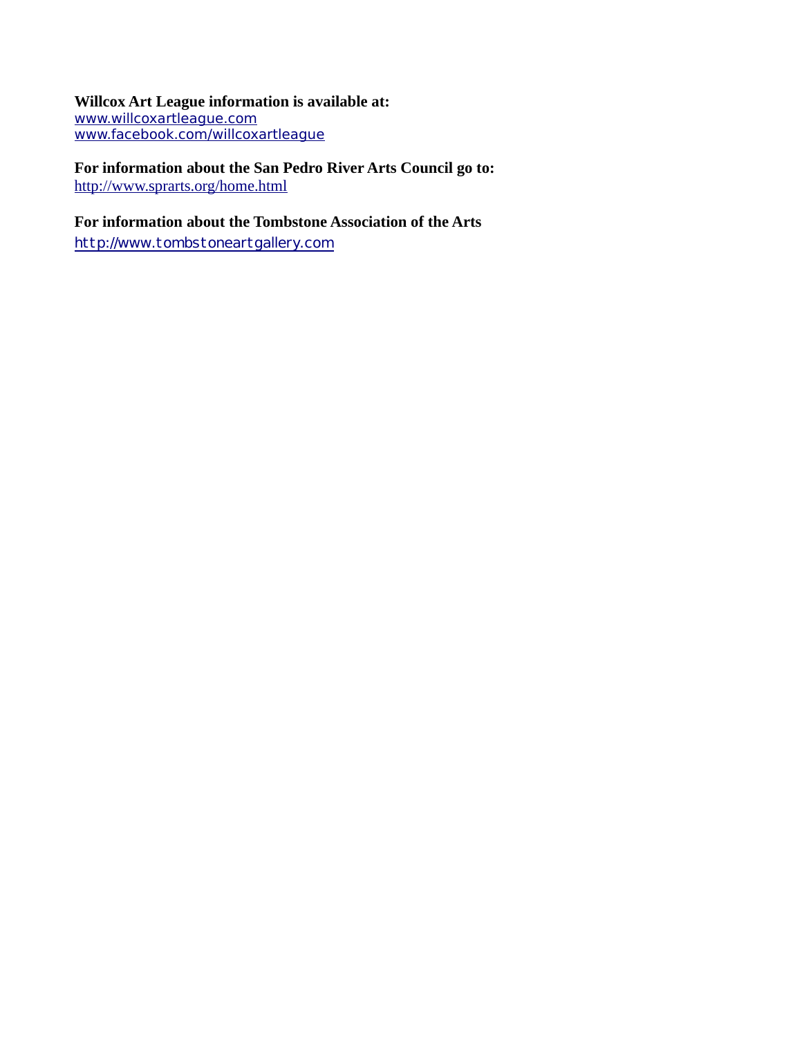**Willcox Art League information is available at:**
www.willcoxartleague.com
www.facebook.com/willcoxartleague

**For information about the San Pedro River Arts Council go to:**
http://www.sprarts.org/home.html

**For information about the Tombstone Association of the Arts**
http://www.tombstoneartgallery.com